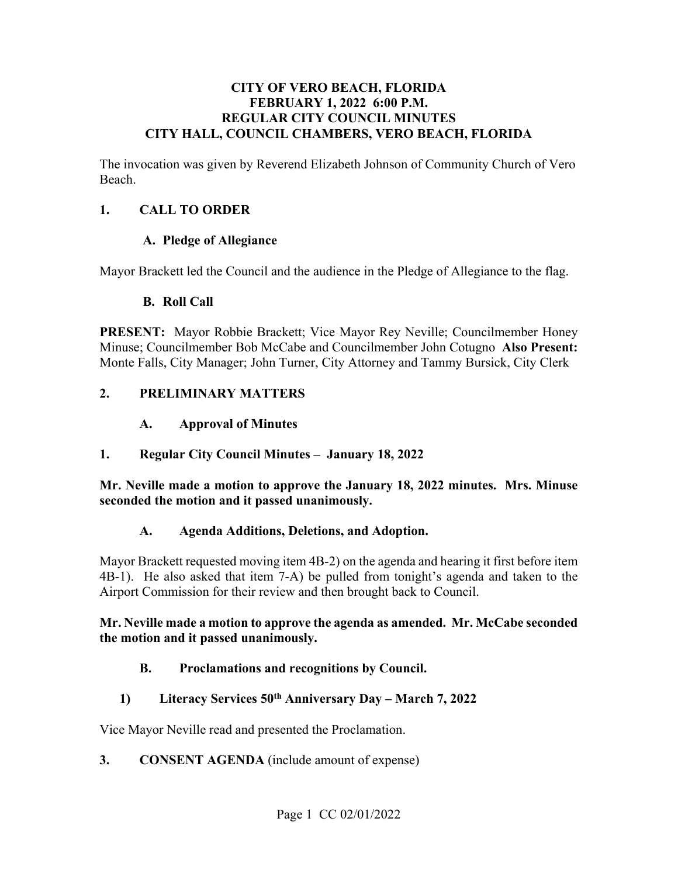# CITY OF VERO BEACH, FLORIDA
# FEBRUARY 1, 2022 6:00 P.M.
# REGULAR CITY COUNCIL MINUTES
# CITY HALL, COUNCIL CHAMBERS, VERO BEACH, FLORIDA

The invocation was given by Reverend Elizabeth Johnson of Community Church of Vero Beach.

## 1. CALL TO ORDER

### A. Pledge of Allegiance

Mayor Brackett led the Council and the audience in the Pledge of Allegiance to the flag.

### B. Roll Call

**PRESENT:** Mayor Robbie Brackett; Vice Mayor Rey Neville; Councilmember Honey Minuse; Councilmember Bob McCabe and Councilmember John Cotugno **Also Present:** Monte Falls, City Manager; John Turner, City Attorney and Tammy Bursick, City Clerk

## 2. PRELIMINARY MATTERS

### A. Approval of Minutes

### 1. Regular City Council Minutes – January 18, 2022

**Mr. Neville made a motion to approve the January 18, 2022 minutes. Mrs. Minuse seconded the motion and it passed unanimously.**

### A. Agenda Additions, Deletions, and Adoption.

Mayor Brackett requested moving item 4B-2) on the agenda and hearing it first before item 4B-1). He also asked that item 7-A) be pulled from tonight's agenda and taken to the Airport Commission for their review and then brought back to Council.

**Mr. Neville made a motion to approve the agenda as amended. Mr. McCabe seconded the motion and it passed unanimously.**

### B. Proclamations and recognitions by Council.

### 1) Literacy Services 50th Anniversary Day – March 7, 2022

Vice Mayor Neville read and presented the Proclamation.

## 3. CONSENT AGENDA (include amount of expense)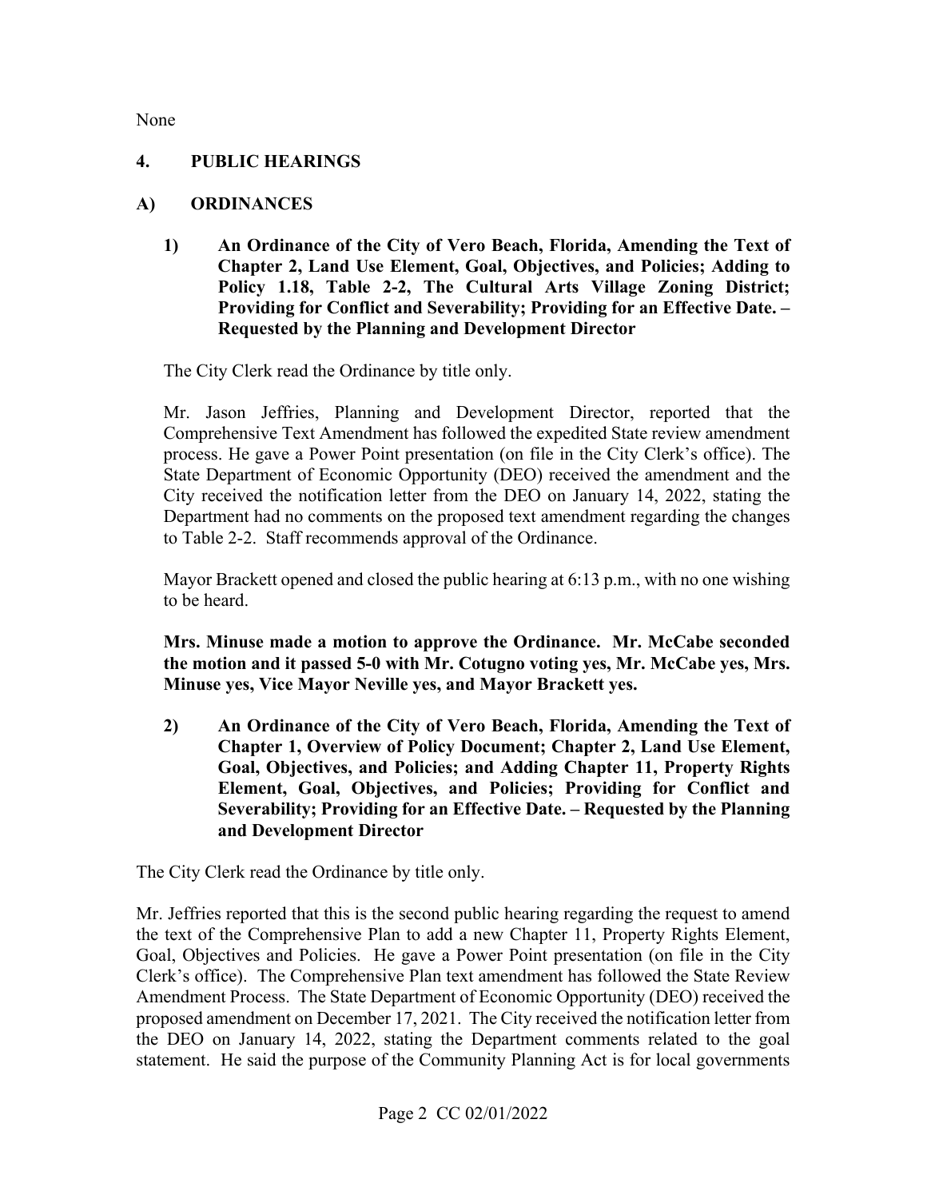None

## 4. PUBLIC HEARINGS

### A) ORDINANCES

**1) An Ordinance of the City of Vero Beach, Florida, Amending the Text of Chapter 2, Land Use Element, Goal, Objectives, and Policies; Adding to Policy 1.18, Table 2-2, The Cultural Arts Village Zoning District; Providing for Conflict and Severability; Providing for an Effective Date. – Requested by the Planning and Development Director**

The City Clerk read the Ordinance by title only.

Mr. Jason Jeffries, Planning and Development Director, reported that the Comprehensive Text Amendment has followed the expedited State review amendment process. He gave a Power Point presentation (on file in the City Clerk's office). The State Department of Economic Opportunity (DEO) received the amendment and the City received the notification letter from the DEO on January 14, 2022, stating the Department had no comments on the proposed text amendment regarding the changes to Table 2-2. Staff recommends approval of the Ordinance.

Mayor Brackett opened and closed the public hearing at 6:13 p.m., with no one wishing to be heard.

**Mrs. Minuse made a motion to approve the Ordinance. Mr. McCabe seconded the motion and it passed 5-0 with Mr. Cotugno voting yes, Mr. McCabe yes, Mrs. Minuse yes, Vice Mayor Neville yes, and Mayor Brackett yes.**

**2) An Ordinance of the City of Vero Beach, Florida, Amending the Text of Chapter 1, Overview of Policy Document; Chapter 2, Land Use Element, Goal, Objectives, and Policies; and Adding Chapter 11, Property Rights Element, Goal, Objectives, and Policies; Providing for Conflict and Severability; Providing for an Effective Date. – Requested by the Planning and Development Director**

The City Clerk read the Ordinance by title only.

Mr. Jeffries reported that this is the second public hearing regarding the request to amend the text of the Comprehensive Plan to add a new Chapter 11, Property Rights Element, Goal, Objectives and Policies. He gave a Power Point presentation (on file in the City Clerk's office). The Comprehensive Plan text amendment has followed the State Review Amendment Process. The State Department of Economic Opportunity (DEO) received the proposed amendment on December 17, 2021. The City received the notification letter from the DEO on January 14, 2022, stating the Department comments related to the goal statement. He said the purpose of the Community Planning Act is for local governments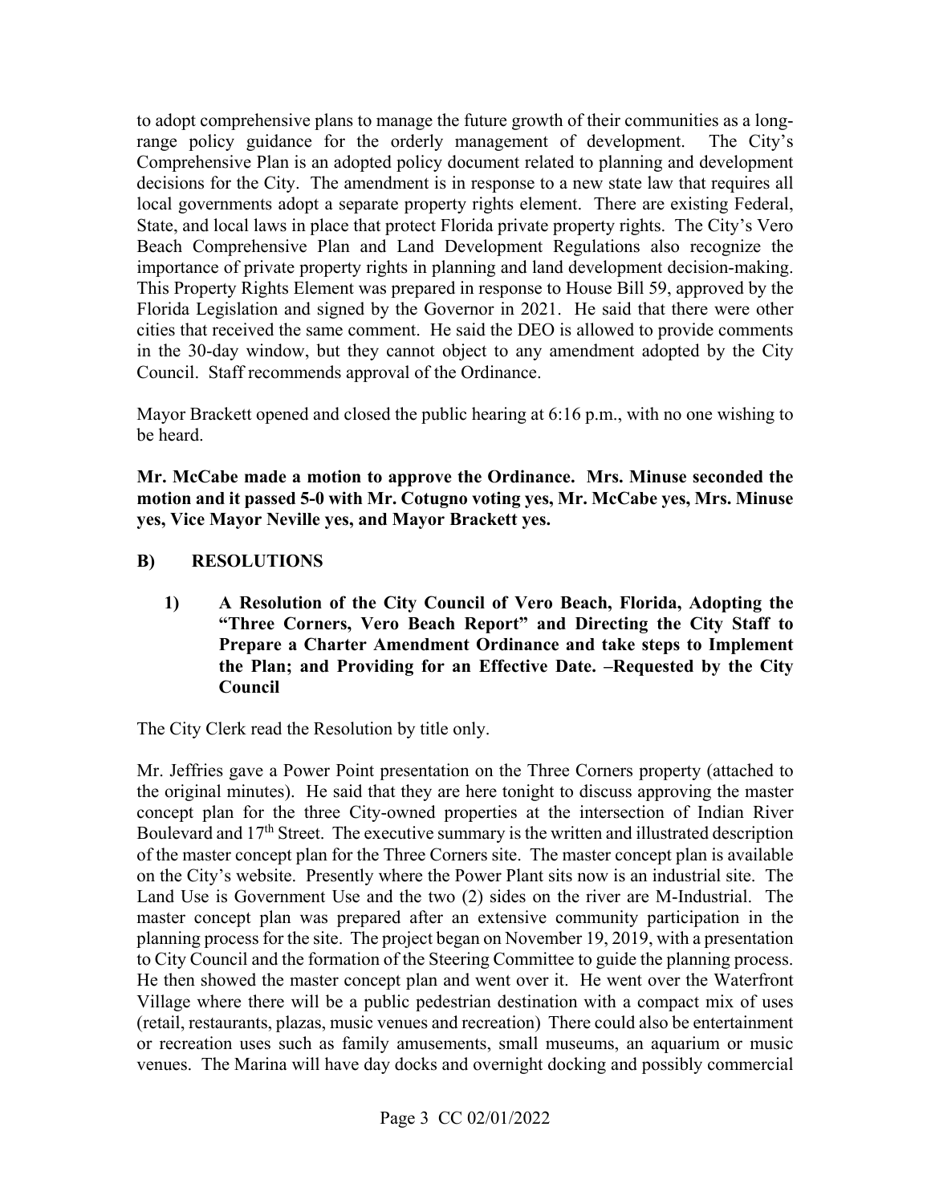to adopt comprehensive plans to manage the future growth of their communities as a long-range policy guidance for the orderly management of development. The City's Comprehensive Plan is an adopted policy document related to planning and development decisions for the City. The amendment is in response to a new state law that requires all local governments adopt a separate property rights element. There are existing Federal, State, and local laws in place that protect Florida private property rights. The City's Vero Beach Comprehensive Plan and Land Development Regulations also recognize the importance of private property rights in planning and land development decision-making. This Property Rights Element was prepared in response to House Bill 59, approved by the Florida Legislation and signed by the Governor in 2021. He said that there were other cities that received the same comment. He said the DEO is allowed to provide comments in the 30-day window, but they cannot object to any amendment adopted by the City Council. Staff recommends approval of the Ordinance.

Mayor Brackett opened and closed the public hearing at 6:16 p.m., with no one wishing to be heard.

**Mr. McCabe made a motion to approve the Ordinance. Mrs. Minuse seconded the motion and it passed 5-0 with Mr. Cotugno voting yes, Mr. McCabe yes, Mrs. Minuse yes, Vice Mayor Neville yes, and Mayor Brackett yes.**

## B) RESOLUTIONS

**1) A Resolution of the City Council of Vero Beach, Florida, Adopting the "Three Corners, Vero Beach Report" and Directing the City Staff to Prepare a Charter Amendment Ordinance and take steps to Implement the Plan; and Providing for an Effective Date. –Requested by the City Council**

The City Clerk read the Resolution by title only.

Mr. Jeffries gave a Power Point presentation on the Three Corners property (attached to the original minutes). He said that they are here tonight to discuss approving the master concept plan for the three City-owned properties at the intersection of Indian River Boulevard and 17th Street. The executive summary is the written and illustrated description of the master concept plan for the Three Corners site. The master concept plan is available on the City's website. Presently where the Power Plant sits now is an industrial site. The Land Use is Government Use and the two (2) sides on the river are M-Industrial. The master concept plan was prepared after an extensive community participation in the planning process for the site. The project began on November 19, 2019, with a presentation to City Council and the formation of the Steering Committee to guide the planning process. He then showed the master concept plan and went over it. He went over the Waterfront Village where there will be a public pedestrian destination with a compact mix of uses (retail, restaurants, plazas, music venues and recreation) There could also be entertainment or recreation uses such as family amusements, small museums, an aquarium or music venues. The Marina will have day docks and overnight docking and possibly commercial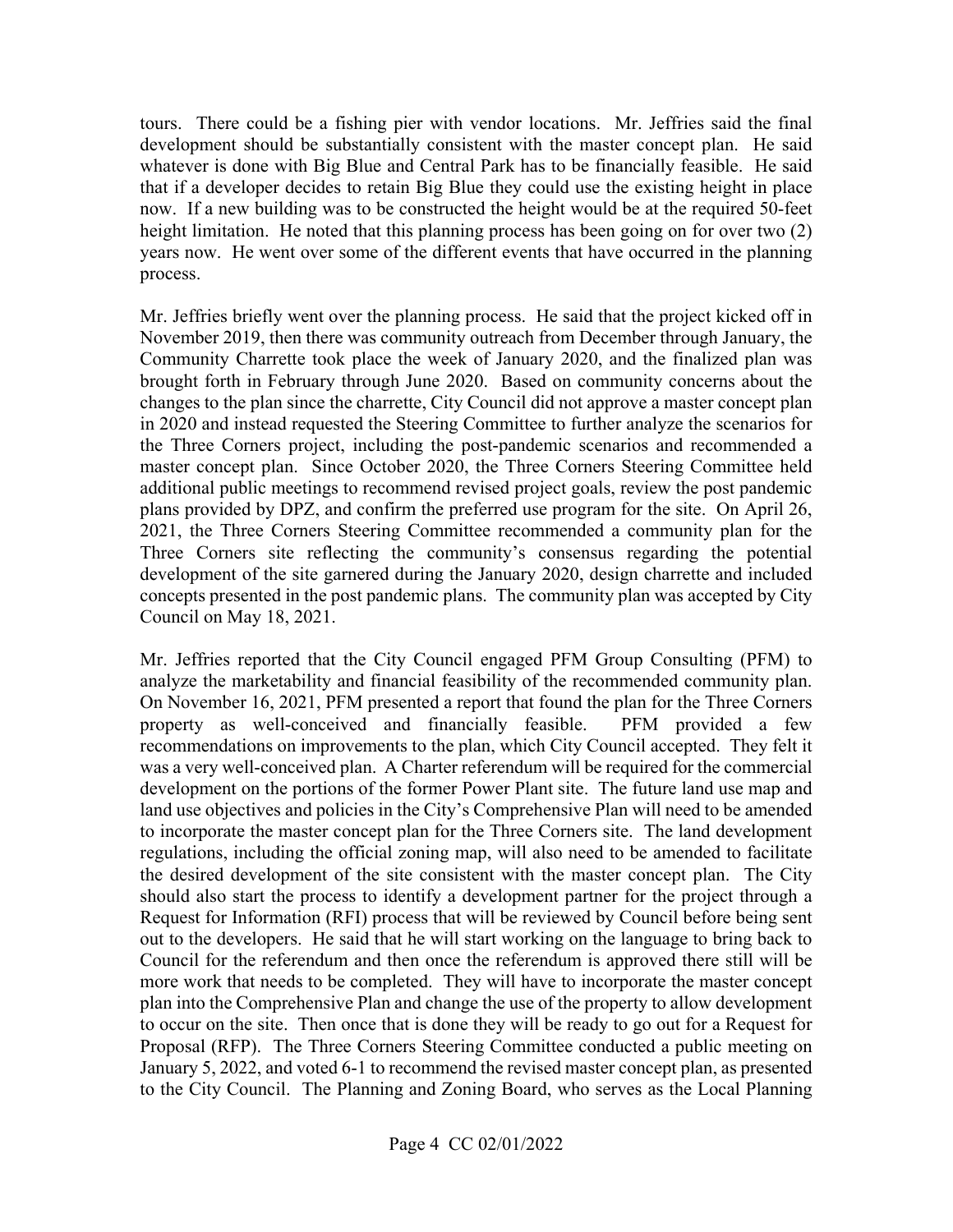tours. There could be a fishing pier with vendor locations. Mr. Jeffries said the final development should be substantially consistent with the master concept plan. He said whatever is done with Big Blue and Central Park has to be financially feasible. He said that if a developer decides to retain Big Blue they could use the existing height in place now. If a new building was to be constructed the height would be at the required 50-feet height limitation. He noted that this planning process has been going on for over two (2) years now. He went over some of the different events that have occurred in the planning process.

Mr. Jeffries briefly went over the planning process. He said that the project kicked off in November 2019, then there was community outreach from December through January, the Community Charrette took place the week of January 2020, and the finalized plan was brought forth in February through June 2020. Based on community concerns about the changes to the plan since the charrette, City Council did not approve a master concept plan in 2020 and instead requested the Steering Committee to further analyze the scenarios for the Three Corners project, including the post-pandemic scenarios and recommended a master concept plan. Since October 2020, the Three Corners Steering Committee held additional public meetings to recommend revised project goals, review the post pandemic plans provided by DPZ, and confirm the preferred use program for the site. On April 26, 2021, the Three Corners Steering Committee recommended a community plan for the Three Corners site reflecting the community's consensus regarding the potential development of the site garnered during the January 2020, design charrette and included concepts presented in the post pandemic plans. The community plan was accepted by City Council on May 18, 2021.

Mr. Jeffries reported that the City Council engaged PFM Group Consulting (PFM) to analyze the marketability and financial feasibility of the recommended community plan. On November 16, 2021, PFM presented a report that found the plan for the Three Corners property as well-conceived and financially feasible. PFM provided a few recommendations on improvements to the plan, which City Council accepted. They felt it was a very well-conceived plan. A Charter referendum will be required for the commercial development on the portions of the former Power Plant site. The future land use map and land use objectives and policies in the City's Comprehensive Plan will need to be amended to incorporate the master concept plan for the Three Corners site. The land development regulations, including the official zoning map, will also need to be amended to facilitate the desired development of the site consistent with the master concept plan. The City should also start the process to identify a development partner for the project through a Request for Information (RFI) process that will be reviewed by Council before being sent out to the developers. He said that he will start working on the language to bring back to Council for the referendum and then once the referendum is approved there still will be more work that needs to be completed. They will have to incorporate the master concept plan into the Comprehensive Plan and change the use of the property to allow development to occur on the site. Then once that is done they will be ready to go out for a Request for Proposal (RFP). The Three Corners Steering Committee conducted a public meeting on January 5, 2022, and voted 6-1 to recommend the revised master concept plan, as presented to the City Council. The Planning and Zoning Board, who serves as the Local Planning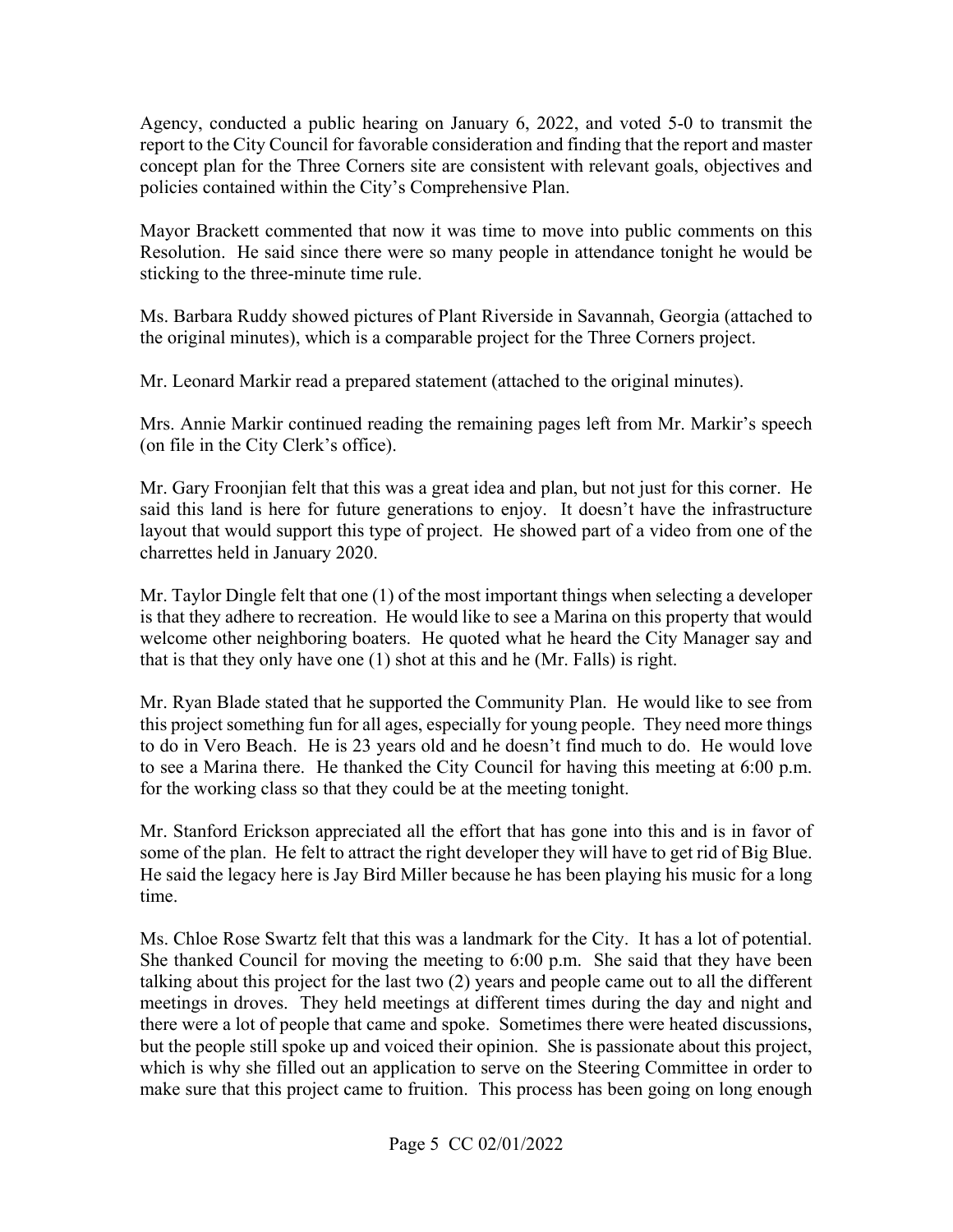Agency, conducted a public hearing on January 6, 2022, and voted 5-0 to transmit the report to the City Council for favorable consideration and finding that the report and master concept plan for the Three Corners site are consistent with relevant goals, objectives and policies contained within the City's Comprehensive Plan.

Mayor Brackett commented that now it was time to move into public comments on this Resolution. He said since there were so many people in attendance tonight he would be sticking to the three-minute time rule.

Ms. Barbara Ruddy showed pictures of Plant Riverside in Savannah, Georgia (attached to the original minutes), which is a comparable project for the Three Corners project.

Mr. Leonard Markir read a prepared statement (attached to the original minutes).

Mrs. Annie Markir continued reading the remaining pages left from Mr. Markir's speech (on file in the City Clerk's office).

Mr. Gary Froonjian felt that this was a great idea and plan, but not just for this corner. He said this land is here for future generations to enjoy. It doesn't have the infrastructure layout that would support this type of project. He showed part of a video from one of the charrettes held in January 2020.

Mr. Taylor Dingle felt that one (1) of the most important things when selecting a developer is that they adhere to recreation. He would like to see a Marina on this property that would welcome other neighboring boaters. He quoted what he heard the City Manager say and that is that they only have one (1) shot at this and he (Mr. Falls) is right.

Mr. Ryan Blade stated that he supported the Community Plan. He would like to see from this project something fun for all ages, especially for young people. They need more things to do in Vero Beach. He is 23 years old and he doesn't find much to do. He would love to see a Marina there. He thanked the City Council for having this meeting at 6:00 p.m. for the working class so that they could be at the meeting tonight.

Mr. Stanford Erickson appreciated all the effort that has gone into this and is in favor of some of the plan. He felt to attract the right developer they will have to get rid of Big Blue. He said the legacy here is Jay Bird Miller because he has been playing his music for a long time.

Ms. Chloe Rose Swartz felt that this was a landmark for the City. It has a lot of potential. She thanked Council for moving the meeting to 6:00 p.m. She said that they have been talking about this project for the last two (2) years and people came out to all the different meetings in droves. They held meetings at different times during the day and night and there were a lot of people that came and spoke. Sometimes there were heated discussions, but the people still spoke up and voiced their opinion. She is passionate about this project, which is why she filled out an application to serve on the Steering Committee in order to make sure that this project came to fruition. This process has been going on long enough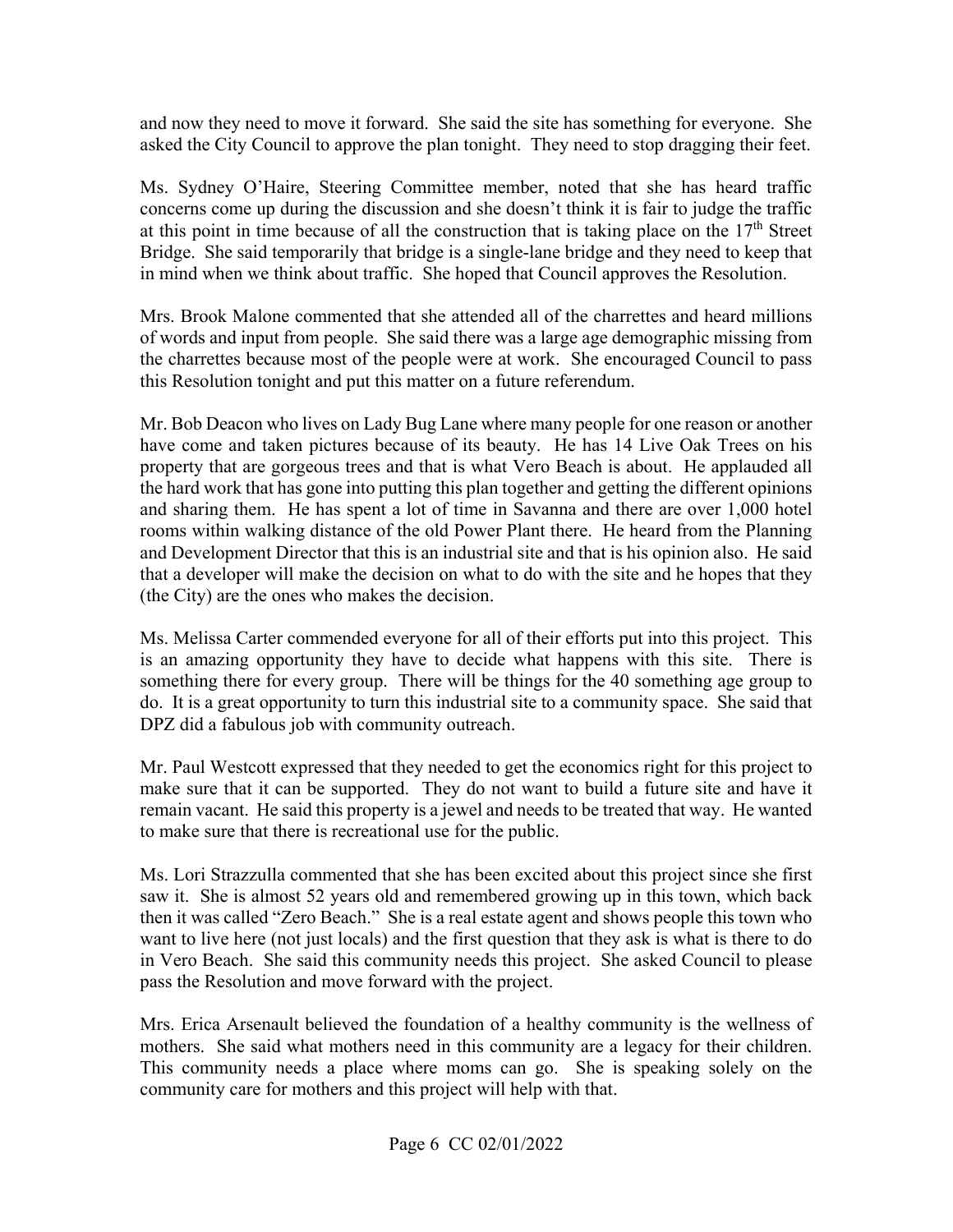and now they need to move it forward. She said the site has something for everyone. She asked the City Council to approve the plan tonight. They need to stop dragging their feet.

Ms. Sydney O'Haire, Steering Committee member, noted that she has heard traffic concerns come up during the discussion and she doesn't think it is fair to judge the traffic at this point in time because of all the construction that is taking place on the 17th Street Bridge. She said temporarily that bridge is a single-lane bridge and they need to keep that in mind when we think about traffic. She hoped that Council approves the Resolution.

Mrs. Brook Malone commented that she attended all of the charrettes and heard millions of words and input from people. She said there was a large age demographic missing from the charrettes because most of the people were at work. She encouraged Council to pass this Resolution tonight and put this matter on a future referendum.

Mr. Bob Deacon who lives on Lady Bug Lane where many people for one reason or another have come and taken pictures because of its beauty. He has 14 Live Oak Trees on his property that are gorgeous trees and that is what Vero Beach is about. He applauded all the hard work that has gone into putting this plan together and getting the different opinions and sharing them. He has spent a lot of time in Savanna and there are over 1,000 hotel rooms within walking distance of the old Power Plant there. He heard from the Planning and Development Director that this is an industrial site and that is his opinion also. He said that a developer will make the decision on what to do with the site and he hopes that they (the City) are the ones who makes the decision.

Ms. Melissa Carter commended everyone for all of their efforts put into this project. This is an amazing opportunity they have to decide what happens with this site. There is something there for every group. There will be things for the 40 something age group to do. It is a great opportunity to turn this industrial site to a community space. She said that DPZ did a fabulous job with community outreach.

Mr. Paul Westcott expressed that they needed to get the economics right for this project to make sure that it can be supported. They do not want to build a future site and have it remain vacant. He said this property is a jewel and needs to be treated that way. He wanted to make sure that there is recreational use for the public.

Ms. Lori Strazzulla commented that she has been excited about this project since she first saw it. She is almost 52 years old and remembered growing up in this town, which back then it was called "Zero Beach." She is a real estate agent and shows people this town who want to live here (not just locals) and the first question that they ask is what is there to do in Vero Beach. She said this community needs this project. She asked Council to please pass the Resolution and move forward with the project.

Mrs. Erica Arsenault believed the foundation of a healthy community is the wellness of mothers. She said what mothers need in this community are a legacy for their children. This community needs a place where moms can go. She is speaking solely on the community care for mothers and this project will help with that.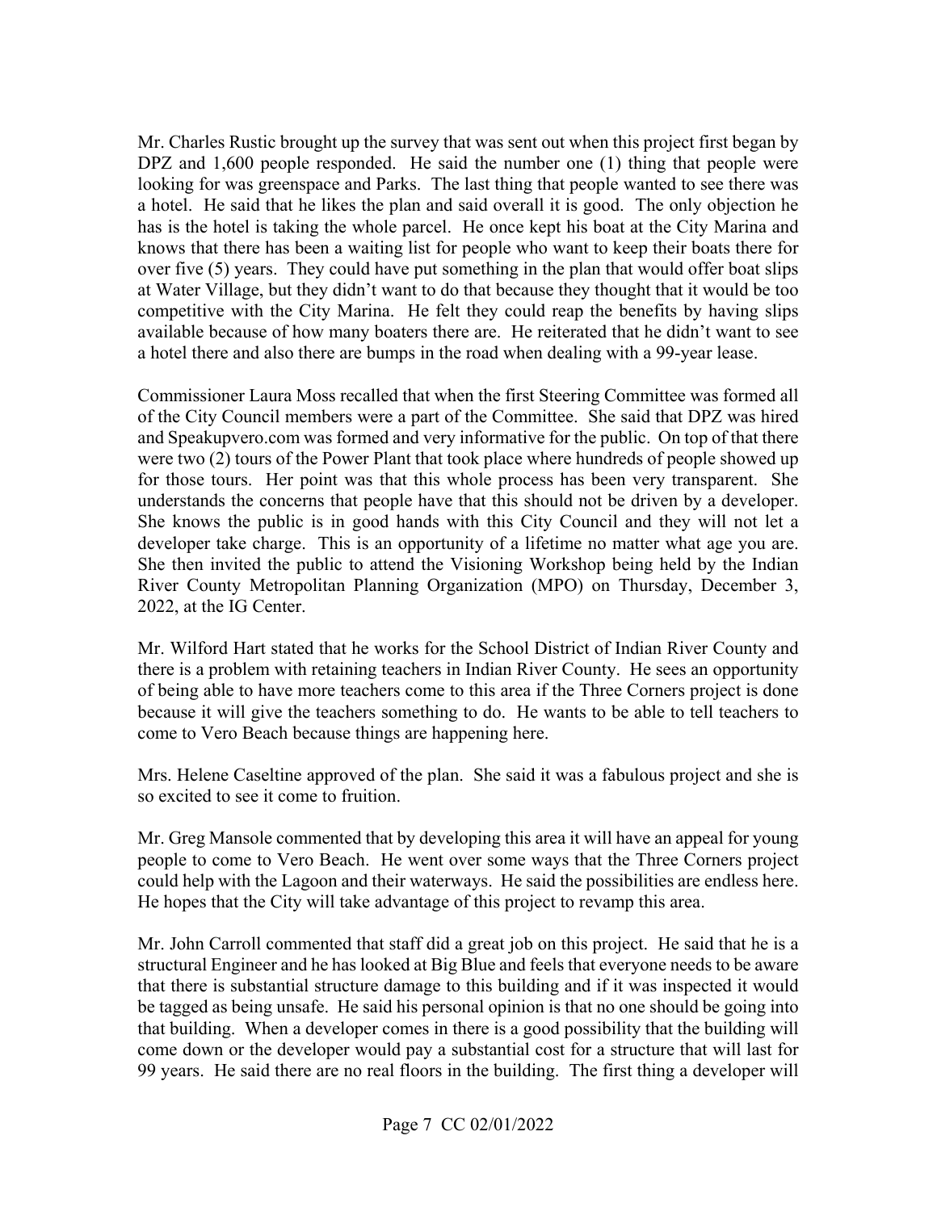Mr. Charles Rustic brought up the survey that was sent out when this project first began by DPZ and 1,600 people responded. He said the number one (1) thing that people were looking for was greenspace and Parks. The last thing that people wanted to see there was a hotel. He said that he likes the plan and said overall it is good. The only objection he has is the hotel is taking the whole parcel. He once kept his boat at the City Marina and knows that there has been a waiting list for people who want to keep their boats there for over five (5) years. They could have put something in the plan that would offer boat slips at Water Village, but they didn't want to do that because they thought that it would be too competitive with the City Marina. He felt they could reap the benefits by having slips available because of how many boaters there are. He reiterated that he didn't want to see a hotel there and also there are bumps in the road when dealing with a 99-year lease.

Commissioner Laura Moss recalled that when the first Steering Committee was formed all of the City Council members were a part of the Committee. She said that DPZ was hired and Speakupvero.com was formed and very informative for the public. On top of that there were two (2) tours of the Power Plant that took place where hundreds of people showed up for those tours. Her point was that this whole process has been very transparent. She understands the concerns that people have that this should not be driven by a developer. She knows the public is in good hands with this City Council and they will not let a developer take charge. This is an opportunity of a lifetime no matter what age you are. She then invited the public to attend the Visioning Workshop being held by the Indian River County Metropolitan Planning Organization (MPO) on Thursday, December 3, 2022, at the IG Center.

Mr. Wilford Hart stated that he works for the School District of Indian River County and there is a problem with retaining teachers in Indian River County. He sees an opportunity of being able to have more teachers come to this area if the Three Corners project is done because it will give the teachers something to do. He wants to be able to tell teachers to come to Vero Beach because things are happening here.

Mrs. Helene Caseltine approved of the plan. She said it was a fabulous project and she is so excited to see it come to fruition.

Mr. Greg Mansole commented that by developing this area it will have an appeal for young people to come to Vero Beach. He went over some ways that the Three Corners project could help with the Lagoon and their waterways. He said the possibilities are endless here. He hopes that the City will take advantage of this project to revamp this area.

Mr. John Carroll commented that staff did a great job on this project. He said that he is a structural Engineer and he has looked at Big Blue and feels that everyone needs to be aware that there is substantial structure damage to this building and if it was inspected it would be tagged as being unsafe. He said his personal opinion is that no one should be going into that building. When a developer comes in there is a good possibility that the building will come down or the developer would pay a substantial cost for a structure that will last for 99 years. He said there are no real floors in the building. The first thing a developer will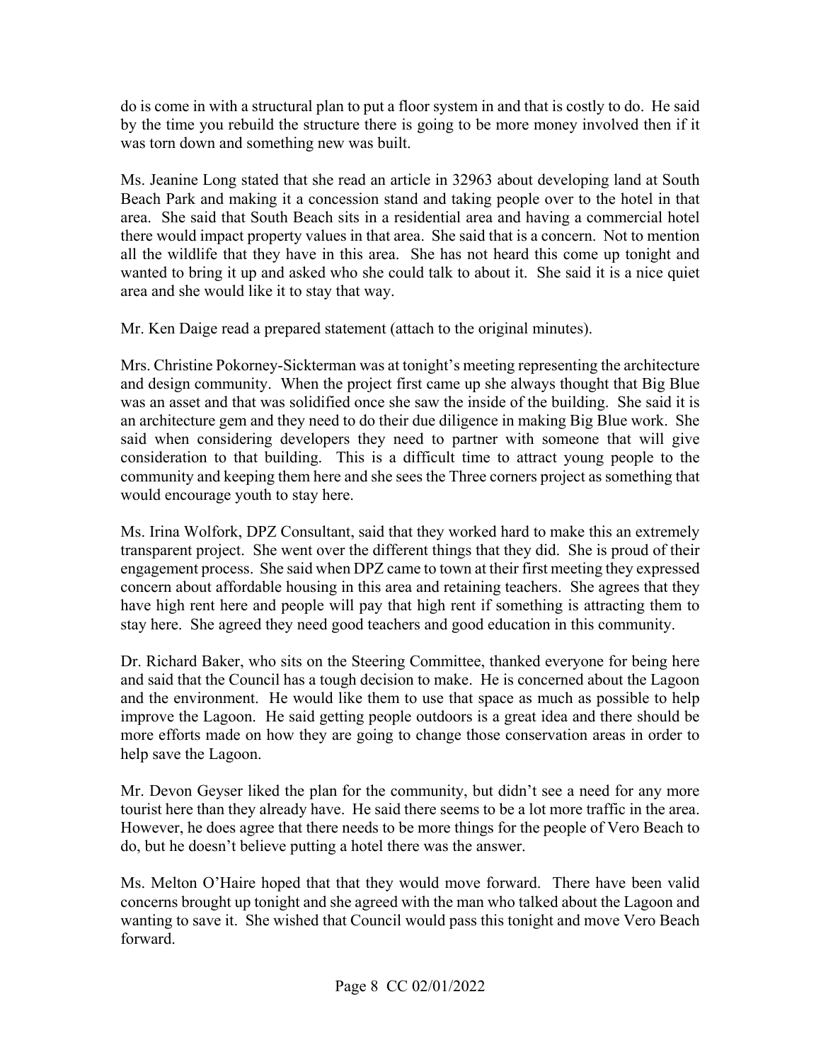do is come in with a structural plan to put a floor system in and that is costly to do. He said by the time you rebuild the structure there is going to be more money involved then if it was torn down and something new was built.

Ms. Jeanine Long stated that she read an article in 32963 about developing land at South Beach Park and making it a concession stand and taking people over to the hotel in that area. She said that South Beach sits in a residential area and having a commercial hotel there would impact property values in that area. She said that is a concern. Not to mention all the wildlife that they have in this area. She has not heard this come up tonight and wanted to bring it up and asked who she could talk to about it. She said it is a nice quiet area and she would like it to stay that way.

Mr. Ken Daige read a prepared statement (attach to the original minutes).

Mrs. Christine Pokorney-Sickterman was at tonight's meeting representing the architecture and design community. When the project first came up she always thought that Big Blue was an asset and that was solidified once she saw the inside of the building. She said it is an architecture gem and they need to do their due diligence in making Big Blue work. She said when considering developers they need to partner with someone that will give consideration to that building. This is a difficult time to attract young people to the community and keeping them here and she sees the Three corners project as something that would encourage youth to stay here.

Ms. Irina Wolfork, DPZ Consultant, said that they worked hard to make this an extremely transparent project. She went over the different things that they did. She is proud of their engagement process. She said when DPZ came to town at their first meeting they expressed concern about affordable housing in this area and retaining teachers. She agrees that they have high rent here and people will pay that high rent if something is attracting them to stay here. She agreed they need good teachers and good education in this community.

Dr. Richard Baker, who sits on the Steering Committee, thanked everyone for being here and said that the Council has a tough decision to make. He is concerned about the Lagoon and the environment. He would like them to use that space as much as possible to help improve the Lagoon. He said getting people outdoors is a great idea and there should be more efforts made on how they are going to change those conservation areas in order to help save the Lagoon.

Mr. Devon Geyser liked the plan for the community, but didn't see a need for any more tourist here than they already have. He said there seems to be a lot more traffic in the area. However, he does agree that there needs to be more things for the people of Vero Beach to do, but he doesn't believe putting a hotel there was the answer.

Ms. Melton O'Haire hoped that that they would move forward. There have been valid concerns brought up tonight and she agreed with the man who talked about the Lagoon and wanting to save it. She wished that Council would pass this tonight and move Vero Beach forward.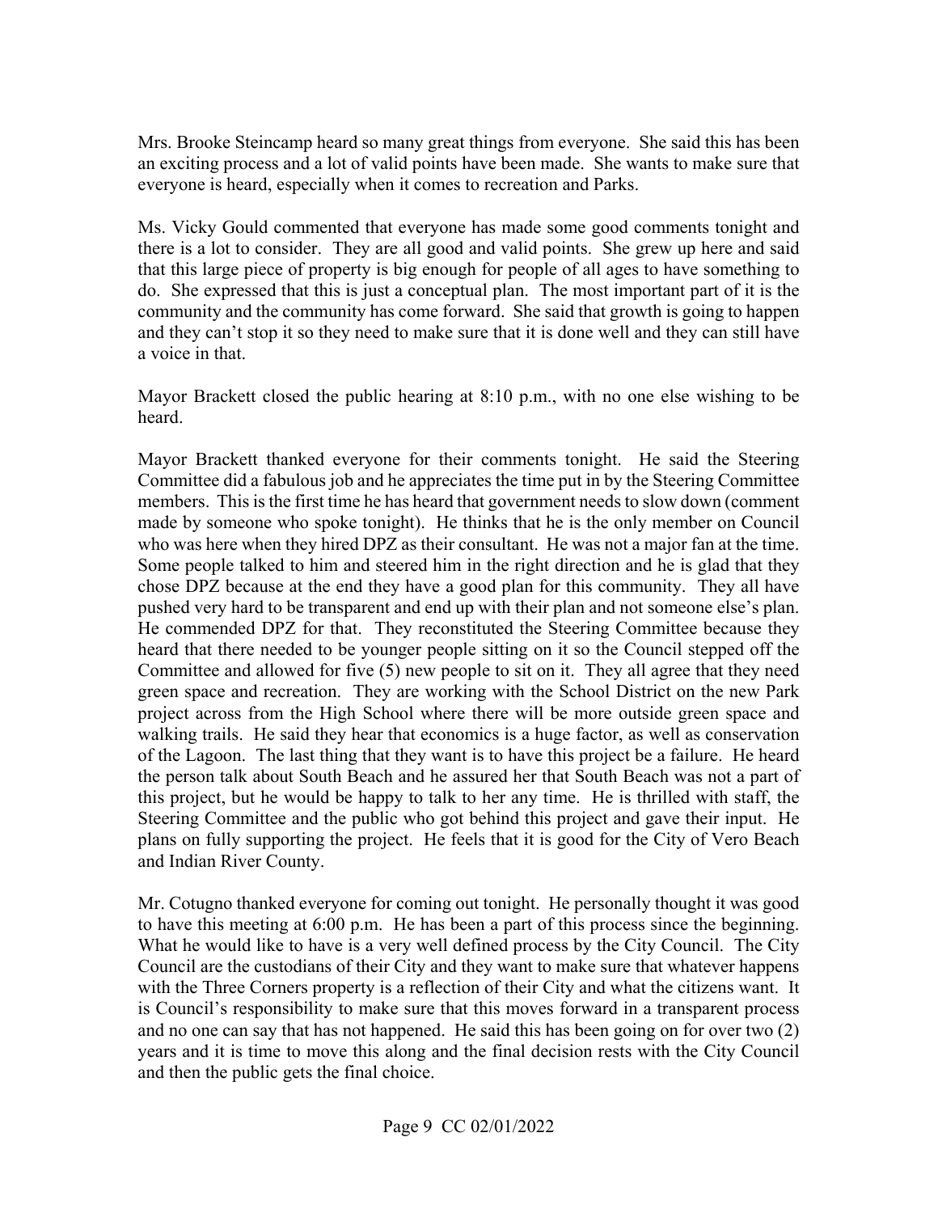Mrs. Brooke Steincamp heard so many great things from everyone. She said this has been an exciting process and a lot of valid points have been made. She wants to make sure that everyone is heard, especially when it comes to recreation and Parks.

Ms. Vicky Gould commented that everyone has made some good comments tonight and there is a lot to consider. They are all good and valid points. She grew up here and said that this large piece of property is big enough for people of all ages to have something to do. She expressed that this is just a conceptual plan. The most important part of it is the community and the community has come forward. She said that growth is going to happen and they can't stop it so they need to make sure that it is done well and they can still have a voice in that.

Mayor Brackett closed the public hearing at 8:10 p.m., with no one else wishing to be heard.

Mayor Brackett thanked everyone for their comments tonight. He said the Steering Committee did a fabulous job and he appreciates the time put in by the Steering Committee members. This is the first time he has heard that government needs to slow down (comment made by someone who spoke tonight). He thinks that he is the only member on Council who was here when they hired DPZ as their consultant. He was not a major fan at the time. Some people talked to him and steered him in the right direction and he is glad that they chose DPZ because at the end they have a good plan for this community. They all have pushed very hard to be transparent and end up with their plan and not someone else's plan. He commended DPZ for that. They reconstituted the Steering Committee because they heard that there needed to be younger people sitting on it so the Council stepped off the Committee and allowed for five (5) new people to sit on it. They all agree that they need green space and recreation. They are working with the School District on the new Park project across from the High School where there will be more outside green space and walking trails. He said they hear that economics is a huge factor, as well as conservation of the Lagoon. The last thing that they want is to have this project be a failure. He heard the person talk about South Beach and he assured her that South Beach was not a part of this project, but he would be happy to talk to her any time. He is thrilled with staff, the Steering Committee and the public who got behind this project and gave their input. He plans on fully supporting the project. He feels that it is good for the City of Vero Beach and Indian River County.

Mr. Cotugno thanked everyone for coming out tonight. He personally thought it was good to have this meeting at 6:00 p.m. He has been a part of this process since the beginning. What he would like to have is a very well defined process by the City Council. The City Council are the custodians of their City and they want to make sure that whatever happens with the Three Corners property is a reflection of their City and what the citizens want. It is Council's responsibility to make sure that this moves forward in a transparent process and no one can say that has not happened. He said this has been going on for over two (2) years and it is time to move this along and the final decision rests with the City Council and then the public gets the final choice.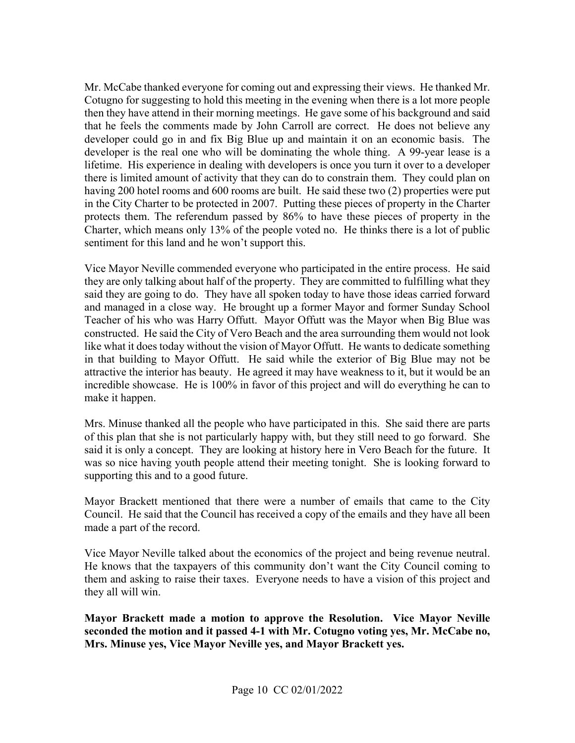Mr. McCabe thanked everyone for coming out and expressing their views. He thanked Mr. Cotugno for suggesting to hold this meeting in the evening when there is a lot more people then they have attend in their morning meetings. He gave some of his background and said that he feels the comments made by John Carroll are correct. He does not believe any developer could go in and fix Big Blue up and maintain it on an economic basis. The developer is the real one who will be dominating the whole thing. A 99-year lease is a lifetime. His experience in dealing with developers is once you turn it over to a developer there is limited amount of activity that they can do to constrain them. They could plan on having 200 hotel rooms and 600 rooms are built. He said these two (2) properties were put in the City Charter to be protected in 2007. Putting these pieces of property in the Charter protects them. The referendum passed by 86% to have these pieces of property in the Charter, which means only 13% of the people voted no. He thinks there is a lot of public sentiment for this land and he won't support this.

Vice Mayor Neville commended everyone who participated in the entire process. He said they are only talking about half of the property. They are committed to fulfilling what they said they are going to do. They have all spoken today to have those ideas carried forward and managed in a close way. He brought up a former Mayor and former Sunday School Teacher of his who was Harry Offutt. Mayor Offutt was the Mayor when Big Blue was constructed. He said the City of Vero Beach and the area surrounding them would not look like what it does today without the vision of Mayor Offutt. He wants to dedicate something in that building to Mayor Offutt. He said while the exterior of Big Blue may not be attractive the interior has beauty. He agreed it may have weakness to it, but it would be an incredible showcase. He is 100% in favor of this project and will do everything he can to make it happen.

Mrs. Minuse thanked all the people who have participated in this. She said there are parts of this plan that she is not particularly happy with, but they still need to go forward. She said it is only a concept. They are looking at history here in Vero Beach for the future. It was so nice having youth people attend their meeting tonight. She is looking forward to supporting this and to a good future.

Mayor Brackett mentioned that there were a number of emails that came to the City Council. He said that the Council has received a copy of the emails and they have all been made a part of the record.

Vice Mayor Neville talked about the economics of the project and being revenue neutral. He knows that the taxpayers of this community don't want the City Council coming to them and asking to raise their taxes. Everyone needs to have a vision of this project and they all will win.

**Mayor Brackett made a motion to approve the Resolution. Vice Mayor Neville seconded the motion and it passed 4-1 with Mr. Cotugno voting yes, Mr. McCabe no, Mrs. Minuse yes, Vice Mayor Neville yes, and Mayor Brackett yes.**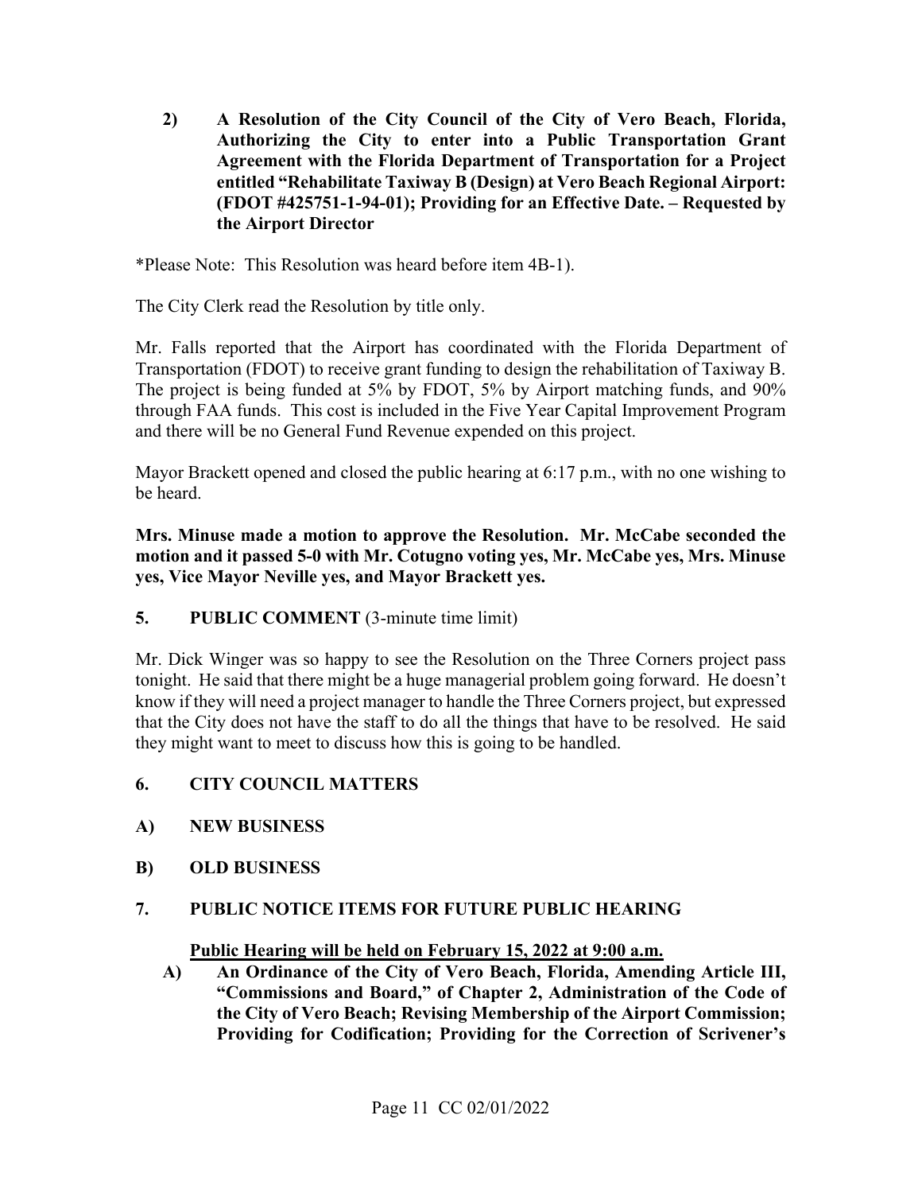**2) A Resolution of the City Council of the City of Vero Beach, Florida, Authorizing the City to enter into a Public Transportation Grant Agreement with the Florida Department of Transportation for a Project entitled "Rehabilitate Taxiway B (Design) at Vero Beach Regional Airport: (FDOT #425751-1-94-01); Providing for an Effective Date. – Requested by the Airport Director**

*Please Note: This Resolution was heard before item 4B-1).

The City Clerk read the Resolution by title only.

Mr. Falls reported that the Airport has coordinated with the Florida Department of Transportation (FDOT) to receive grant funding to design the rehabilitation of Taxiway B. The project is being funded at 5% by FDOT, 5% by Airport matching funds, and 90% through FAA funds. This cost is included in the Five Year Capital Improvement Program and there will be no General Fund Revenue expended on this project.

Mayor Brackett opened and closed the public hearing at 6:17 p.m., with no one wishing to be heard.

**Mrs. Minuse made a motion to approve the Resolution. Mr. McCabe seconded the motion and it passed 5-0 with Mr. Cotugno voting yes, Mr. McCabe yes, Mrs. Minuse yes, Vice Mayor Neville yes, and Mayor Brackett yes.**

## 5. PUBLIC COMMENT (3-minute time limit)

Mr. Dick Winger was so happy to see the Resolution on the Three Corners project pass tonight. He said that there might be a huge managerial problem going forward. He doesn't know if they will need a project manager to handle the Three Corners project, but expressed that the City does not have the staff to do all the things that have to be resolved. He said they might want to meet to discuss how this is going to be handled.

## 6. CITY COUNCIL MATTERS

**A) NEW BUSINESS**

**B) OLD BUSINESS**

## 7. PUBLIC NOTICE ITEMS FOR FUTURE PUBLIC HEARING

**Public Hearing will be held on February 15, 2022 at 9:00 a.m.**

**A) An Ordinance of the City of Vero Beach, Florida, Amending Article III, "Commissions and Board," of Chapter 2, Administration of the Code of the City of Vero Beach; Revising Membership of the Airport Commission; Providing for Codification; Providing for the Correction of Scrivener's**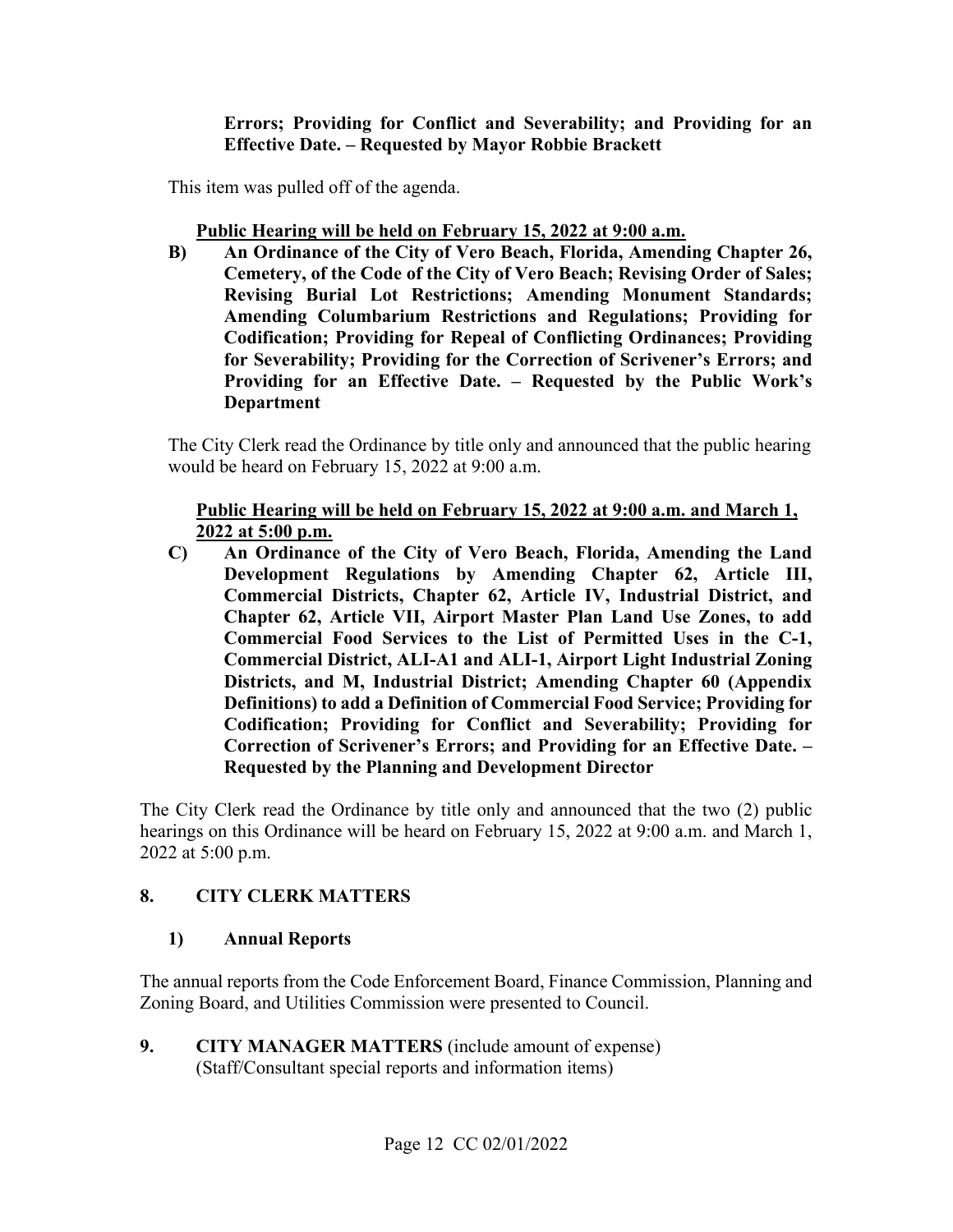**Errors; Providing for Conflict and Severability; and Providing for an Effective Date. – Requested by Mayor Robbie Brackett**

This item was pulled off of the agenda.

**Public Hearing will be held on February 15, 2022 at 9:00 a.m.**

**B) An Ordinance of the City of Vero Beach, Florida, Amending Chapter 26, Cemetery, of the Code of the City of Vero Beach; Revising Order of Sales; Revising Burial Lot Restrictions; Amending Monument Standards; Amending Columbarium Restrictions and Regulations; Providing for Codification; Providing for Repeal of Conflicting Ordinances; Providing for Severability; Providing for the Correction of Scrivener's Errors; and Providing for an Effective Date. – Requested by the Public Work's Department**

The City Clerk read the Ordinance by title only and announced that the public hearing would be heard on February 15, 2022 at 9:00 a.m.

**Public Hearing will be held on February 15, 2022 at 9:00 a.m. and March 1, 2022 at 5:00 p.m.**

**C) An Ordinance of the City of Vero Beach, Florida, Amending the Land Development Regulations by Amending Chapter 62, Article III, Commercial Districts, Chapter 62, Article IV, Industrial District, and Chapter 62, Article VII, Airport Master Plan Land Use Zones, to add Commercial Food Services to the List of Permitted Uses in the C-1, Commercial District, ALI-A1 and ALI-1, Airport Light Industrial Zoning Districts, and M, Industrial District; Amending Chapter 60 (Appendix Definitions) to add a Definition of Commercial Food Service; Providing for Codification; Providing for Conflict and Severability; Providing for Correction of Scrivener's Errors; and Providing for an Effective Date. – Requested by the Planning and Development Director**

The City Clerk read the Ordinance by title only and announced that the two (2) public hearings on this Ordinance will be heard on February 15, 2022 at 9:00 a.m. and March 1, 2022 at 5:00 p.m.

## 8. CITY CLERK MATTERS

### 1) Annual Reports

The annual reports from the Code Enforcement Board, Finance Commission, Planning and Zoning Board, and Utilities Commission were presented to Council.

## 9. CITY MANAGER MATTERS (include amount of expense) (Staff/Consultant special reports and information items)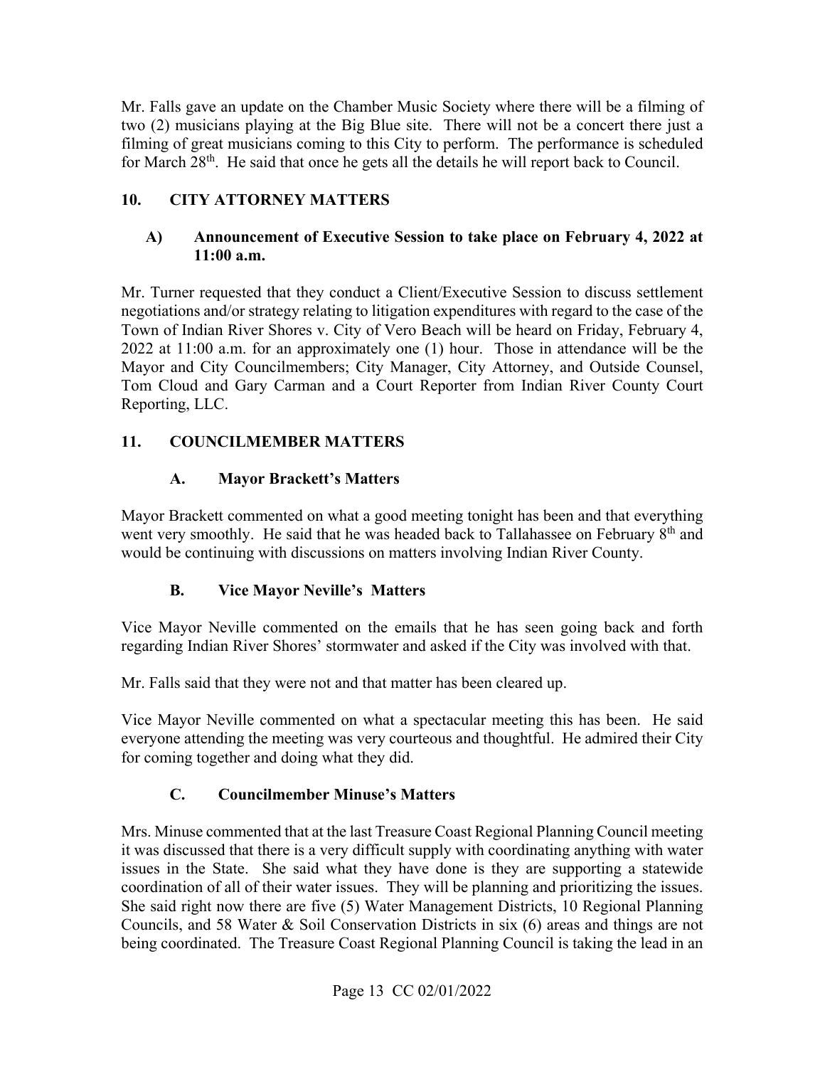Mr. Falls gave an update on the Chamber Music Society where there will be a filming of two (2) musicians playing at the Big Blue site. There will not be a concert there just a filming of great musicians coming to this City to perform. The performance is scheduled for March 28th. He said that once he gets all the details he will report back to Council.

## 10. CITY ATTORNEY MATTERS

### A) Announcement of Executive Session to take place on February 4, 2022 at 11:00 a.m.

Mr. Turner requested that they conduct a Client/Executive Session to discuss settlement negotiations and/or strategy relating to litigation expenditures with regard to the case of the Town of Indian River Shores v. City of Vero Beach will be heard on Friday, February 4, 2022 at 11:00 a.m. for an approximately one (1) hour. Those in attendance will be the Mayor and City Councilmembers; City Manager, City Attorney, and Outside Counsel, Tom Cloud and Gary Carman and a Court Reporter from Indian River County Court Reporting, LLC.

## 11. COUNCILMEMBER MATTERS

### A. Mayor Brackett's Matters

Mayor Brackett commented on what a good meeting tonight has been and that everything went very smoothly. He said that he was headed back to Tallahassee on February 8th and would be continuing with discussions on matters involving Indian River County.

### B. Vice Mayor Neville's Matters

Vice Mayor Neville commented on the emails that he has seen going back and forth regarding Indian River Shores' stormwater and asked if the City was involved with that.

Mr. Falls said that they were not and that matter has been cleared up.

Vice Mayor Neville commented on what a spectacular meeting this has been. He said everyone attending the meeting was very courteous and thoughtful. He admired their City for coming together and doing what they did.

### C. Councilmember Minuse's Matters

Mrs. Minuse commented that at the last Treasure Coast Regional Planning Council meeting it was discussed that there is a very difficult supply with coordinating anything with water issues in the State. She said what they have done is they are supporting a statewide coordination of all of their water issues. They will be planning and prioritizing the issues. She said right now there are five (5) Water Management Districts, 10 Regional Planning Councils, and 58 Water & Soil Conservation Districts in six (6) areas and things are not being coordinated. The Treasure Coast Regional Planning Council is taking the lead in an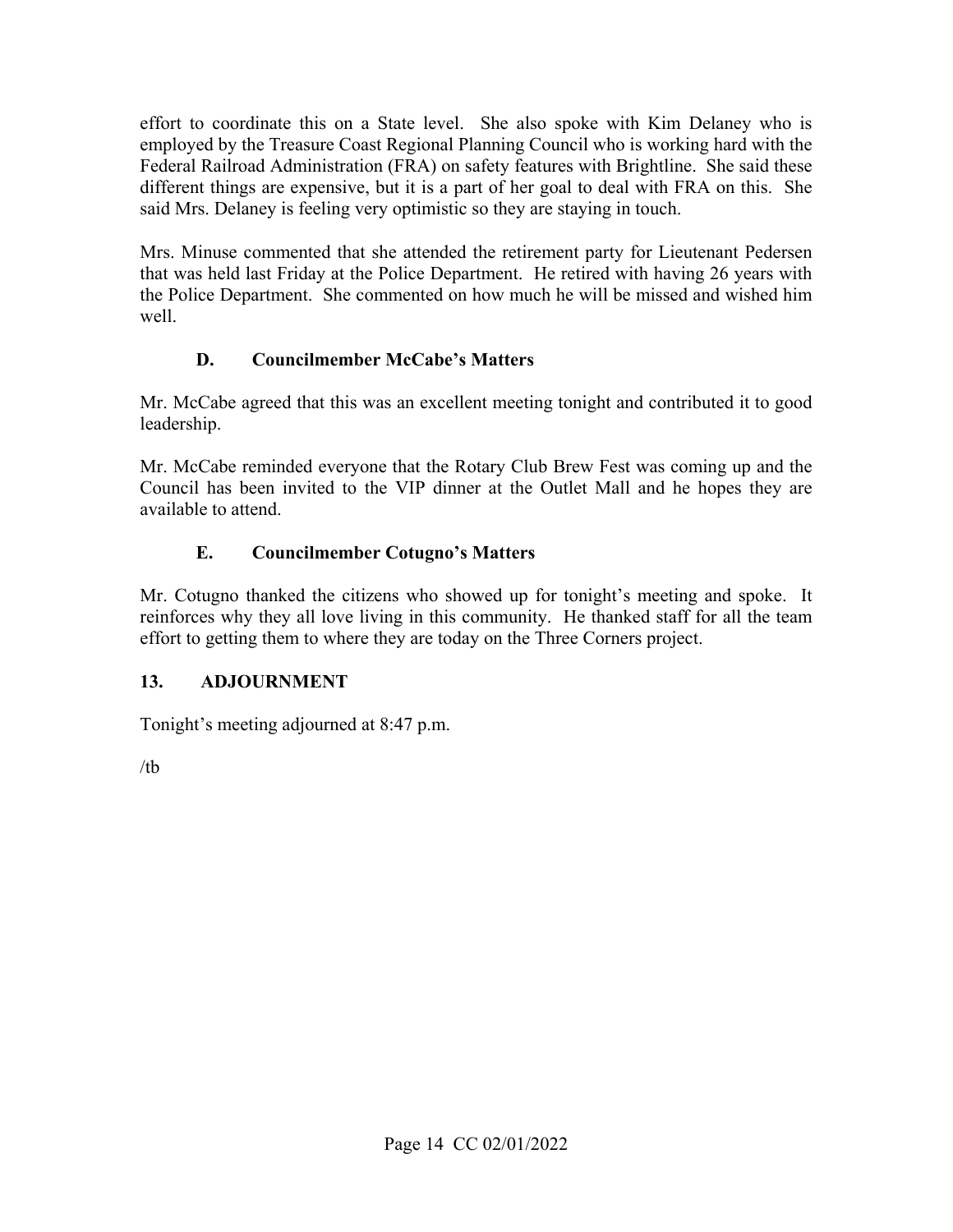effort to coordinate this on a State level. She also spoke with Kim Delaney who is employed by the Treasure Coast Regional Planning Council who is working hard with the Federal Railroad Administration (FRA) on safety features with Brightline. She said these different things are expensive, but it is a part of her goal to deal with FRA on this. She said Mrs. Delaney is feeling very optimistic so they are staying in touch.

Mrs. Minuse commented that she attended the retirement party for Lieutenant Pedersen that was held last Friday at the Police Department. He retired with having 26 years with the Police Department. She commented on how much he will be missed and wished him well.

### D. Councilmember McCabe's Matters

Mr. McCabe agreed that this was an excellent meeting tonight and contributed it to good leadership.

Mr. McCabe reminded everyone that the Rotary Club Brew Fest was coming up and the Council has been invited to the VIP dinner at the Outlet Mall and he hopes they are available to attend.

### E. Councilmember Cotugno's Matters

Mr. Cotugno thanked the citizens who showed up for tonight's meeting and spoke. It reinforces why they all love living in this community. He thanked staff for all the team effort to getting them to where they are today on the Three Corners project.

## 13. ADJOURNMENT

Tonight's meeting adjourned at 8:47 p.m.

/tb